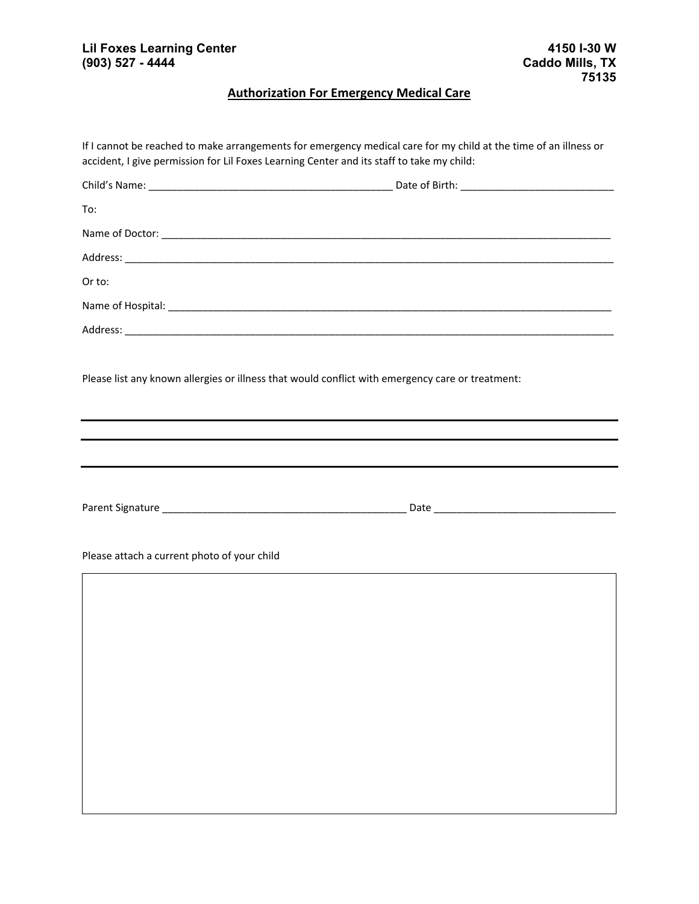**Lil Foxes Learning Center**
**(903) 527 - 4444**

**4150 I-30 W**
**Caddo Mills, TX**
**75135**

## Authorization For Emergency Medical Care

If I cannot be reached to make arrangements for emergency medical care for my child at the time of an illness or accident, I give permission for Lil Foxes Learning Center and its staff to take my child:

Child's Name: ___________________________________________ Date of Birth: ___________________________

To:

Name of Doctor: _____________________________________________________________________________________

Address: ____________________________________________________________________________________________

Or to:

Name of Hospital: ____________________________________________________________________________________

Address: ____________________________________________________________________________________________

Please list any known allergies or illness that would conflict with emergency care or treatment:

______________________________________________________________________________________________________

______________________________________________________________________________________________________

______________________________________________________________________________________________________

Parent Signature ___________________________________________ Date ________________________________

Please attach a current photo of your child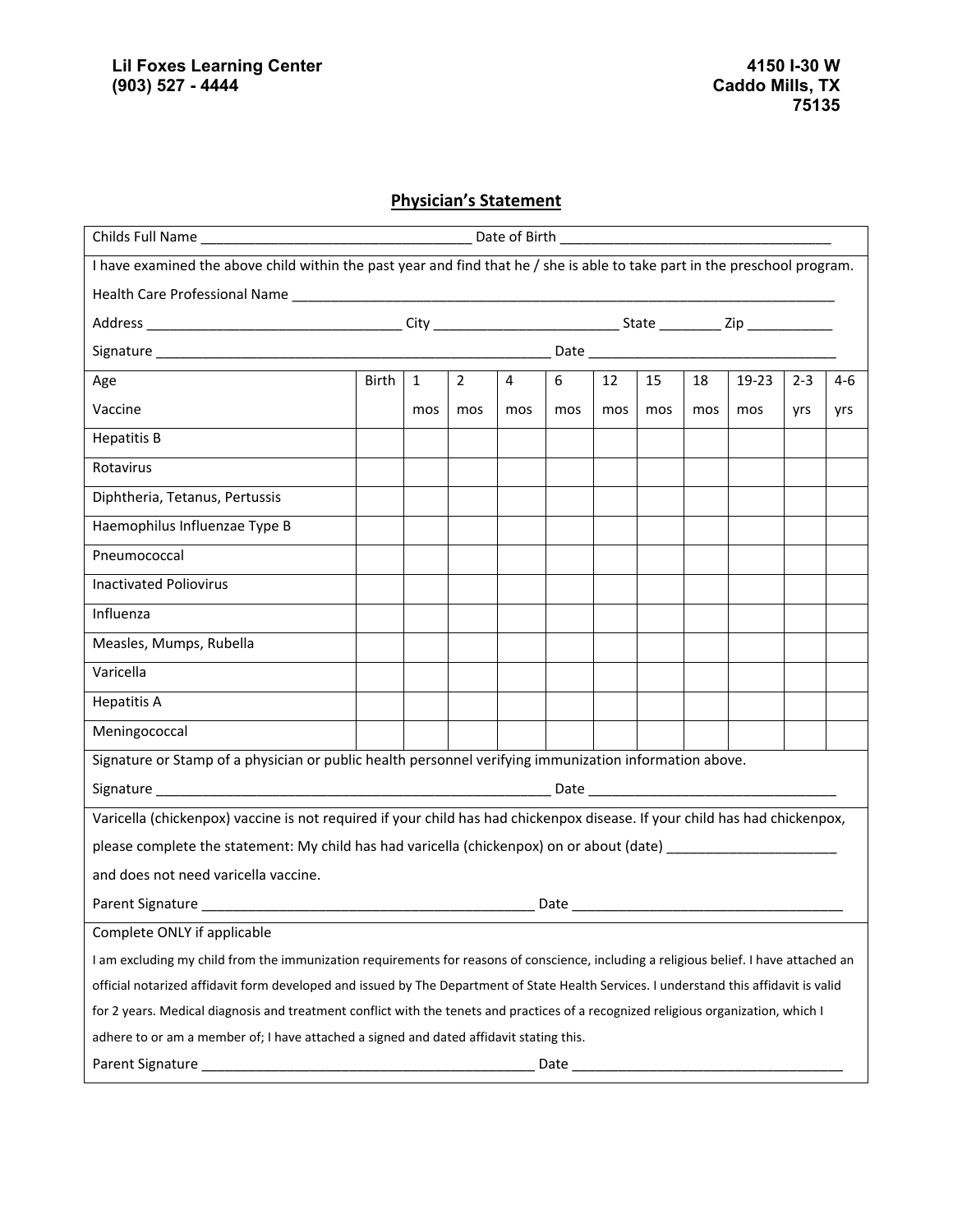**Lil Foxes Learning Center**
**(903) 527 - 4444**

**4150 I-30 W**
**Caddo Mills, TX**
**75135**

## Physician's Statement

Childs Full Name ___________________________________ Date of Birth ___________________________________

I have examined the above child within the past year and find that he / she is able to take part in the preschool program.

Health Care Professional Name ___________________________________________________________________________

Address _________________________________ City ________________________ State ________ Zip ___________

Signature ___________________________________________________ Date _________________________________

| Age<br>Vaccine | Birth | 1 mos | 2 mos | 4 mos | 6 mos | 12 mos | 15 mos | 18 mos | 19-23 mos | 2-3 yrs | 4-6 yrs |
|---|---|---|---|---|---|---|---|---|---|---|---|
| Hepatitis B | | | | | | | | | | | |
| Rotavirus | | | | | | | | | | | |
| Diphtheria, Tetanus, Pertussis | | | | | | | | | | | |
| Haemophilus Influenzae Type B | | | | | | | | | | | |
| Pneumococcal | | | | | | | | | | | |
| Inactivated Poliovirus | | | | | | | | | | | |
| Influenza | | | | | | | | | | | |
| Measles, Mumps, Rubella | | | | | | | | | | | |
| Varicella | | | | | | | | | | | |
| Hepatitis A | | | | | | | | | | | |
| Meningococcal | | | | | | | | | | | |

Signature or Stamp of a physician or public health personnel verifying immunization information above.

Signature ___________________________________________________ Date _________________________________

Varicella (chickenpox) vaccine is not required if your child has had chickenpox disease. If your child has had chickenpox, please complete the statement: My child has had varicella (chickenpox) on or about (date) ______________________ and does not need varicella vaccine.

Parent Signature ___________________________________________ Date ___________________________________

Complete ONLY if applicable

I am excluding my child from the immunization requirements for reasons of conscience, including a religious belief. I have attached an official notarized affidavit form developed and issued by The Department of State Health Services. I understand this affidavit is valid for 2 years. Medical diagnosis and treatment conflict with the tenets and practices of a recognized religious organization, which I adhere to or am a member of; I have attached a signed and dated affidavit stating this.

Parent Signature ___________________________________________ Date ___________________________________